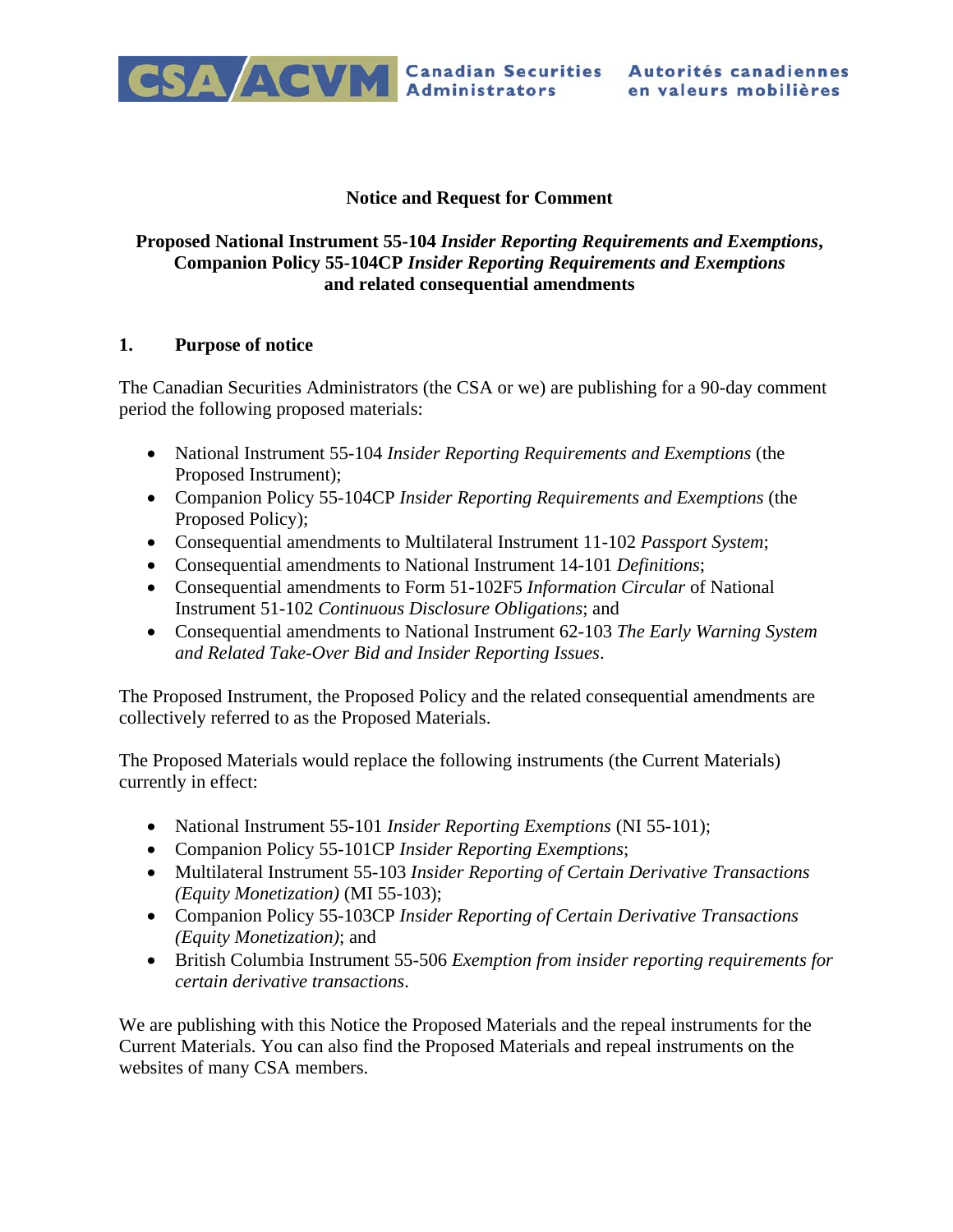Canadian Securities Administrators | Autorités canadiennes en valeurs mobilières

**Notice and Request for Comment**

**Proposed National Instrument 55-104 *Insider Reporting Requirements and Exemptions*, Companion Policy 55-104CP *Insider Reporting Requirements and Exemptions* and related consequential amendments**

## 1. Purpose of notice

The Canadian Securities Administrators (the CSA or we) are publishing for a 90-day comment period the following proposed materials:

- National Instrument 55-104 *Insider Reporting Requirements and Exemptions* (the Proposed Instrument);
- Companion Policy 55-104CP *Insider Reporting Requirements and Exemptions* (the Proposed Policy);
- Consequential amendments to Multilateral Instrument 11-102 *Passport System*;
- Consequential amendments to National Instrument 14-101 *Definitions*;
- Consequential amendments to Form 51-102F5 *Information Circular* of National Instrument 51-102 *Continuous Disclosure Obligations*; and
- Consequential amendments to National Instrument 62-103 *The Early Warning System and Related Take-Over Bid and Insider Reporting Issues*.

The Proposed Instrument, the Proposed Policy and the related consequential amendments are collectively referred to as the Proposed Materials.

The Proposed Materials would replace the following instruments (the Current Materials) currently in effect:

- National Instrument 55-101 *Insider Reporting Exemptions* (NI 55-101);
- Companion Policy 55-101CP *Insider Reporting Exemptions*;
- Multilateral Instrument 55-103 *Insider Reporting of Certain Derivative Transactions (Equity Monetization)* (MI 55-103);
- Companion Policy 55-103CP *Insider Reporting of Certain Derivative Transactions (Equity Monetization)*; and
- British Columbia Instrument 55-506 *Exemption from insider reporting requirements for certain derivative transactions*.

We are publishing with this Notice the Proposed Materials and the repeal instruments for the Current Materials. You can also find the Proposed Materials and repeal instruments on the websites of many CSA members.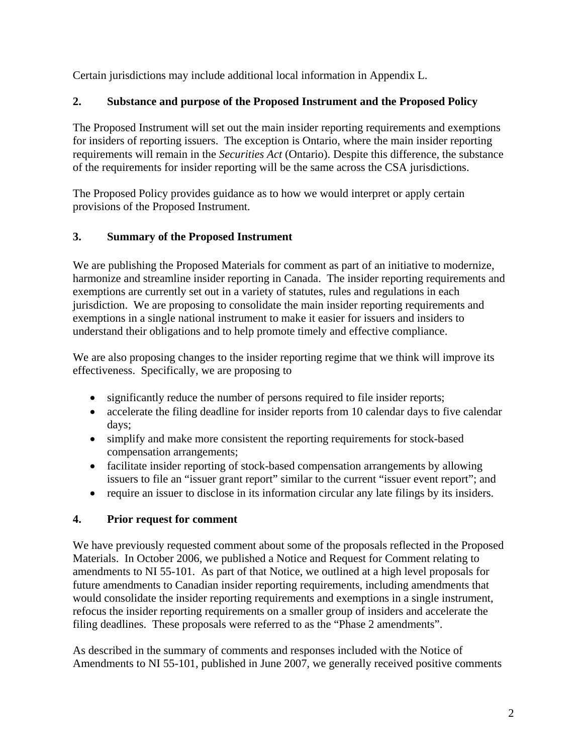Certain jurisdictions may include additional local information in Appendix L.

## 2. Substance and purpose of the Proposed Instrument and the Proposed Policy

The Proposed Instrument will set out the main insider reporting requirements and exemptions for insiders of reporting issuers. The exception is Ontario, where the main insider reporting requirements will remain in the *Securities Act* (Ontario). Despite this difference, the substance of the requirements for insider reporting will be the same across the CSA jurisdictions.

The Proposed Policy provides guidance as to how we would interpret or apply certain provisions of the Proposed Instrument.

## 3. Summary of the Proposed Instrument

We are publishing the Proposed Materials for comment as part of an initiative to modernize, harmonize and streamline insider reporting in Canada. The insider reporting requirements and exemptions are currently set out in a variety of statutes, rules and regulations in each jurisdiction. We are proposing to consolidate the main insider reporting requirements and exemptions in a single national instrument to make it easier for issuers and insiders to understand their obligations and to help promote timely and effective compliance.

We are also proposing changes to the insider reporting regime that we think will improve its effectiveness. Specifically, we are proposing to

- significantly reduce the number of persons required to file insider reports;
- accelerate the filing deadline for insider reports from 10 calendar days to five calendar days;
- simplify and make more consistent the reporting requirements for stock-based compensation arrangements;
- facilitate insider reporting of stock-based compensation arrangements by allowing issuers to file an "issuer grant report" similar to the current "issuer event report"; and
- require an issuer to disclose in its information circular any late filings by its insiders.

## 4. Prior request for comment

We have previously requested comment about some of the proposals reflected in the Proposed Materials. In October 2006, we published a Notice and Request for Comment relating to amendments to NI 55-101. As part of that Notice, we outlined at a high level proposals for future amendments to Canadian insider reporting requirements, including amendments that would consolidate the insider reporting requirements and exemptions in a single instrument, refocus the insider reporting requirements on a smaller group of insiders and accelerate the filing deadlines. These proposals were referred to as the "Phase 2 amendments".

As described in the summary of comments and responses included with the Notice of Amendments to NI 55-101, published in June 2007, we generally received positive comments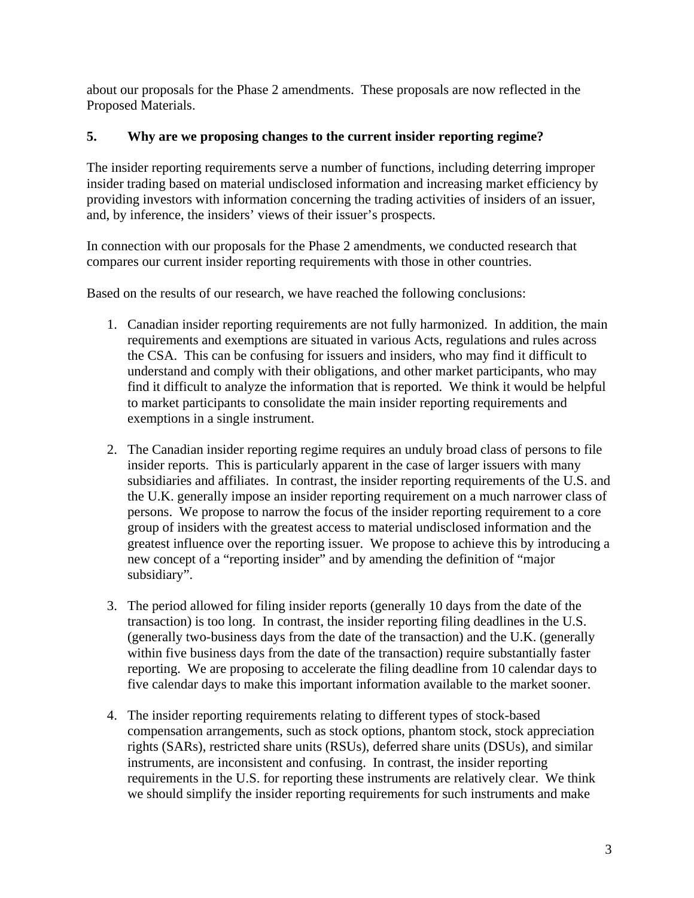about our proposals for the Phase 2 amendments. These proposals are now reflected in the Proposed Materials.

### 5. Why are we proposing changes to the current insider reporting regime?

The insider reporting requirements serve a number of functions, including deterring improper insider trading based on material undisclosed information and increasing market efficiency by providing investors with information concerning the trading activities of insiders of an issuer, and, by inference, the insiders' views of their issuer's prospects.

In connection with our proposals for the Phase 2 amendments, we conducted research that compares our current insider reporting requirements with those in other countries.

Based on the results of our research, we have reached the following conclusions:

1. Canadian insider reporting requirements are not fully harmonized. In addition, the main requirements and exemptions are situated in various Acts, regulations and rules across the CSA. This can be confusing for issuers and insiders, who may find it difficult to understand and comply with their obligations, and other market participants, who may find it difficult to analyze the information that is reported. We think it would be helpful to market participants to consolidate the main insider reporting requirements and exemptions in a single instrument.

2. The Canadian insider reporting regime requires an unduly broad class of persons to file insider reports. This is particularly apparent in the case of larger issuers with many subsidiaries and affiliates. In contrast, the insider reporting requirements of the U.S. and the U.K. generally impose an insider reporting requirement on a much narrower class of persons. We propose to narrow the focus of the insider reporting requirement to a core group of insiders with the greatest access to material undisclosed information and the greatest influence over the reporting issuer. We propose to achieve this by introducing a new concept of a "reporting insider" and by amending the definition of "major subsidiary".

3. The period allowed for filing insider reports (generally 10 days from the date of the transaction) is too long. In contrast, the insider reporting filing deadlines in the U.S. (generally two-business days from the date of the transaction) and the U.K. (generally within five business days from the date of the transaction) require substantially faster reporting. We are proposing to accelerate the filing deadline from 10 calendar days to five calendar days to make this important information available to the market sooner.

4. The insider reporting requirements relating to different types of stock-based compensation arrangements, such as stock options, phantom stock, stock appreciation rights (SARs), restricted share units (RSUs), deferred share units (DSUs), and similar instruments, are inconsistent and confusing. In contrast, the insider reporting requirements in the U.S. for reporting these instruments are relatively clear. We think we should simplify the insider reporting requirements for such instruments and make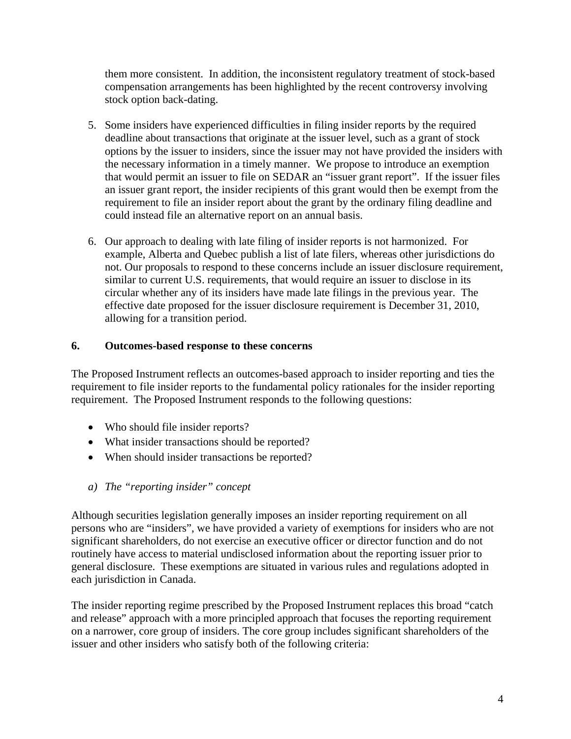them more consistent. In addition, the inconsistent regulatory treatment of stock-based compensation arrangements has been highlighted by the recent controversy involving stock option back-dating.

5. Some insiders have experienced difficulties in filing insider reports by the required deadline about transactions that originate at the issuer level, such as a grant of stock options by the issuer to insiders, since the issuer may not have provided the insiders with the necessary information in a timely manner. We propose to introduce an exemption that would permit an issuer to file on SEDAR an "issuer grant report". If the issuer files an issuer grant report, the insider recipients of this grant would then be exempt from the requirement to file an insider report about the grant by the ordinary filing deadline and could instead file an alternative report on an annual basis.

6. Our approach to dealing with late filing of insider reports is not harmonized. For example, Alberta and Quebec publish a list of late filers, whereas other jurisdictions do not. Our proposals to respond to these concerns include an issuer disclosure requirement, similar to current U.S. requirements, that would require an issuer to disclose in its circular whether any of its insiders have made late filings in the previous year. The effective date proposed for the issuer disclosure requirement is December 31, 2010, allowing for a transition period.

## 6. Outcomes-based response to these concerns

The Proposed Instrument reflects an outcomes-based approach to insider reporting and ties the requirement to file insider reports to the fundamental policy rationales for the insider reporting requirement. The Proposed Instrument responds to the following questions:

- Who should file insider reports?
- What insider transactions should be reported?
- When should insider transactions be reported?

### *a) The "reporting insider" concept*

Although securities legislation generally imposes an insider reporting requirement on all persons who are "insiders", we have provided a variety of exemptions for insiders who are not significant shareholders, do not exercise an executive officer or director function and do not routinely have access to material undisclosed information about the reporting issuer prior to general disclosure. These exemptions are situated in various rules and regulations adopted in each jurisdiction in Canada.

The insider reporting regime prescribed by the Proposed Instrument replaces this broad "catch and release" approach with a more principled approach that focuses the reporting requirement on a narrower, core group of insiders. The core group includes significant shareholders of the issuer and other insiders who satisfy both of the following criteria: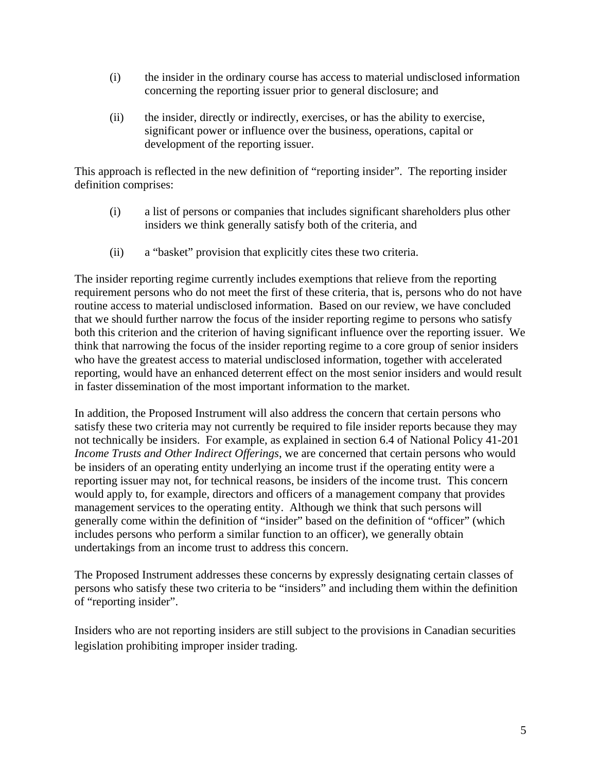(i) the insider in the ordinary course has access to material undisclosed information concerning the reporting issuer prior to general disclosure; and

(ii) the insider, directly or indirectly, exercises, or has the ability to exercise, significant power or influence over the business, operations, capital or development of the reporting issuer.

This approach is reflected in the new definition of "reporting insider". The reporting insider definition comprises:

(i) a list of persons or companies that includes significant shareholders plus other insiders we think generally satisfy both of the criteria, and

(ii) a "basket" provision that explicitly cites these two criteria.

The insider reporting regime currently includes exemptions that relieve from the reporting requirement persons who do not meet the first of these criteria, that is, persons who do not have routine access to material undisclosed information. Based on our review, we have concluded that we should further narrow the focus of the insider reporting regime to persons who satisfy both this criterion and the criterion of having significant influence over the reporting issuer. We think that narrowing the focus of the insider reporting regime to a core group of senior insiders who have the greatest access to material undisclosed information, together with accelerated reporting, would have an enhanced deterrent effect on the most senior insiders and would result in faster dissemination of the most important information to the market.

In addition, the Proposed Instrument will also address the concern that certain persons who satisfy these two criteria may not currently be required to file insider reports because they may not technically be insiders. For example, as explained in section 6.4 of National Policy 41-201 *Income Trusts and Other Indirect Offerings*, we are concerned that certain persons who would be insiders of an operating entity underlying an income trust if the operating entity were a reporting issuer may not, for technical reasons, be insiders of the income trust. This concern would apply to, for example, directors and officers of a management company that provides management services to the operating entity. Although we think that such persons will generally come within the definition of "insider" based on the definition of "officer" (which includes persons who perform a similar function to an officer), we generally obtain undertakings from an income trust to address this concern.

The Proposed Instrument addresses these concerns by expressly designating certain classes of persons who satisfy these two criteria to be "insiders" and including them within the definition of "reporting insider".

Insiders who are not reporting insiders are still subject to the provisions in Canadian securities legislation prohibiting improper insider trading.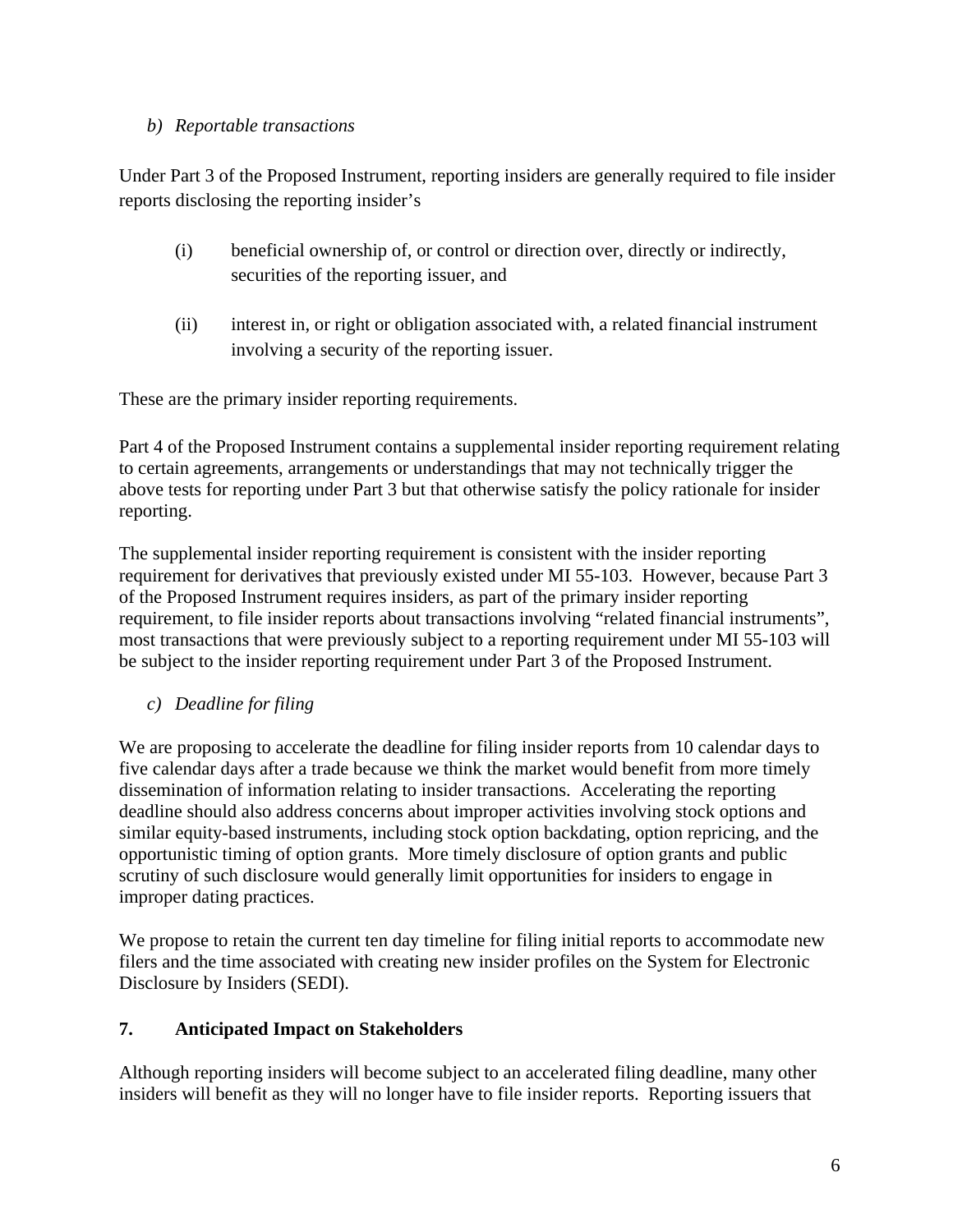*b) Reportable transactions*

Under Part 3 of the Proposed Instrument, reporting insiders are generally required to file insider reports disclosing the reporting insider's

(i) beneficial ownership of, or control or direction over, directly or indirectly, securities of the reporting issuer, and

(ii) interest in, or right or obligation associated with, a related financial instrument involving a security of the reporting issuer.

These are the primary insider reporting requirements.

Part 4 of the Proposed Instrument contains a supplemental insider reporting requirement relating to certain agreements, arrangements or understandings that may not technically trigger the above tests for reporting under Part 3 but that otherwise satisfy the policy rationale for insider reporting.

The supplemental insider reporting requirement is consistent with the insider reporting requirement for derivatives that previously existed under MI 55-103. However, because Part 3 of the Proposed Instrument requires insiders, as part of the primary insider reporting requirement, to file insider reports about transactions involving "related financial instruments", most transactions that were previously subject to a reporting requirement under MI 55-103 will be subject to the insider reporting requirement under Part 3 of the Proposed Instrument.

*c) Deadline for filing*

We are proposing to accelerate the deadline for filing insider reports from 10 calendar days to five calendar days after a trade because we think the market would benefit from more timely dissemination of information relating to insider transactions. Accelerating the reporting deadline should also address concerns about improper activities involving stock options and similar equity-based instruments, including stock option backdating, option repricing, and the opportunistic timing of option grants. More timely disclosure of option grants and public scrutiny of such disclosure would generally limit opportunities for insiders to engage in improper dating practices.

We propose to retain the current ten day timeline for filing initial reports to accommodate new filers and the time associated with creating new insider profiles on the System for Electronic Disclosure by Insiders (SEDI).

## 7. Anticipated Impact on Stakeholders

Although reporting insiders will become subject to an accelerated filing deadline, many other insiders will benefit as they will no longer have to file insider reports. Reporting issuers that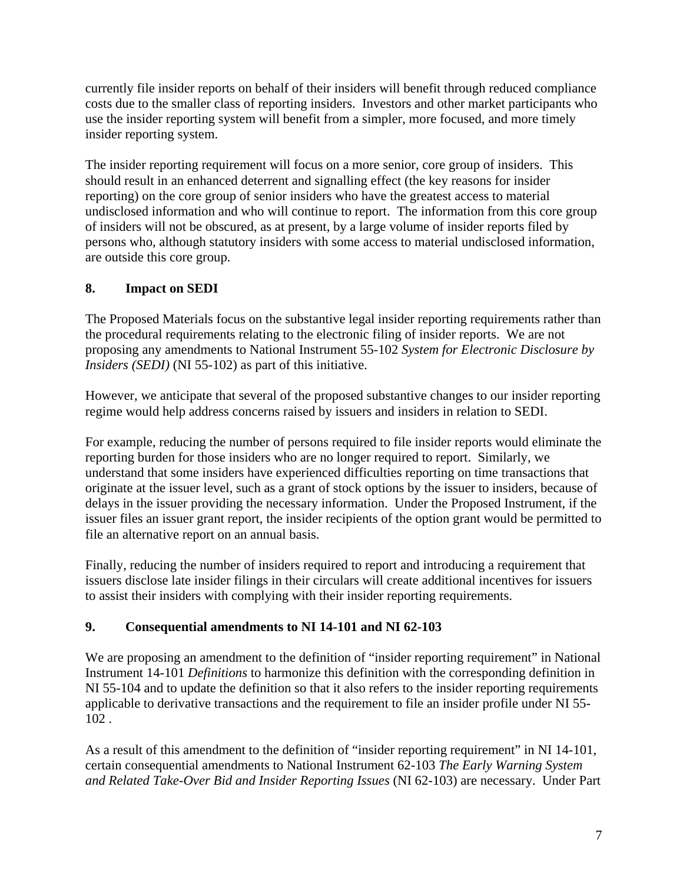currently file insider reports on behalf of their insiders will benefit through reduced compliance costs due to the smaller class of reporting insiders. Investors and other market participants who use the insider reporting system will benefit from a simpler, more focused, and more timely insider reporting system.

The insider reporting requirement will focus on a more senior, core group of insiders. This should result in an enhanced deterrent and signalling effect (the key reasons for insider reporting) on the core group of senior insiders who have the greatest access to material undisclosed information and who will continue to report. The information from this core group of insiders will not be obscured, as at present, by a large volume of insider reports filed by persons who, although statutory insiders with some access to material undisclosed information, are outside this core group.

## 8. Impact on SEDI

The Proposed Materials focus on the substantive legal insider reporting requirements rather than the procedural requirements relating to the electronic filing of insider reports. We are not proposing any amendments to National Instrument 55-102 *System for Electronic Disclosure by Insiders (SEDI)* (NI 55-102) as part of this initiative.

However, we anticipate that several of the proposed substantive changes to our insider reporting regime would help address concerns raised by issuers and insiders in relation to SEDI.

For example, reducing the number of persons required to file insider reports would eliminate the reporting burden for those insiders who are no longer required to report. Similarly, we understand that some insiders have experienced difficulties reporting on time transactions that originate at the issuer level, such as a grant of stock options by the issuer to insiders, because of delays in the issuer providing the necessary information. Under the Proposed Instrument, if the issuer files an issuer grant report, the insider recipients of the option grant would be permitted to file an alternative report on an annual basis.

Finally, reducing the number of insiders required to report and introducing a requirement that issuers disclose late insider filings in their circulars will create additional incentives for issuers to assist their insiders with complying with their insider reporting requirements.

## 9. Consequential amendments to NI 14-101 and NI 62-103

We are proposing an amendment to the definition of "insider reporting requirement" in National Instrument 14-101 *Definitions* to harmonize this definition with the corresponding definition in NI 55-104 and to update the definition so that it also refers to the insider reporting requirements applicable to derivative transactions and the requirement to file an insider profile under NI 55-102 .

As a result of this amendment to the definition of "insider reporting requirement" in NI 14-101, certain consequential amendments to National Instrument 62-103 *The Early Warning System and Related Take-Over Bid and Insider Reporting Issues* (NI 62-103) are necessary. Under Part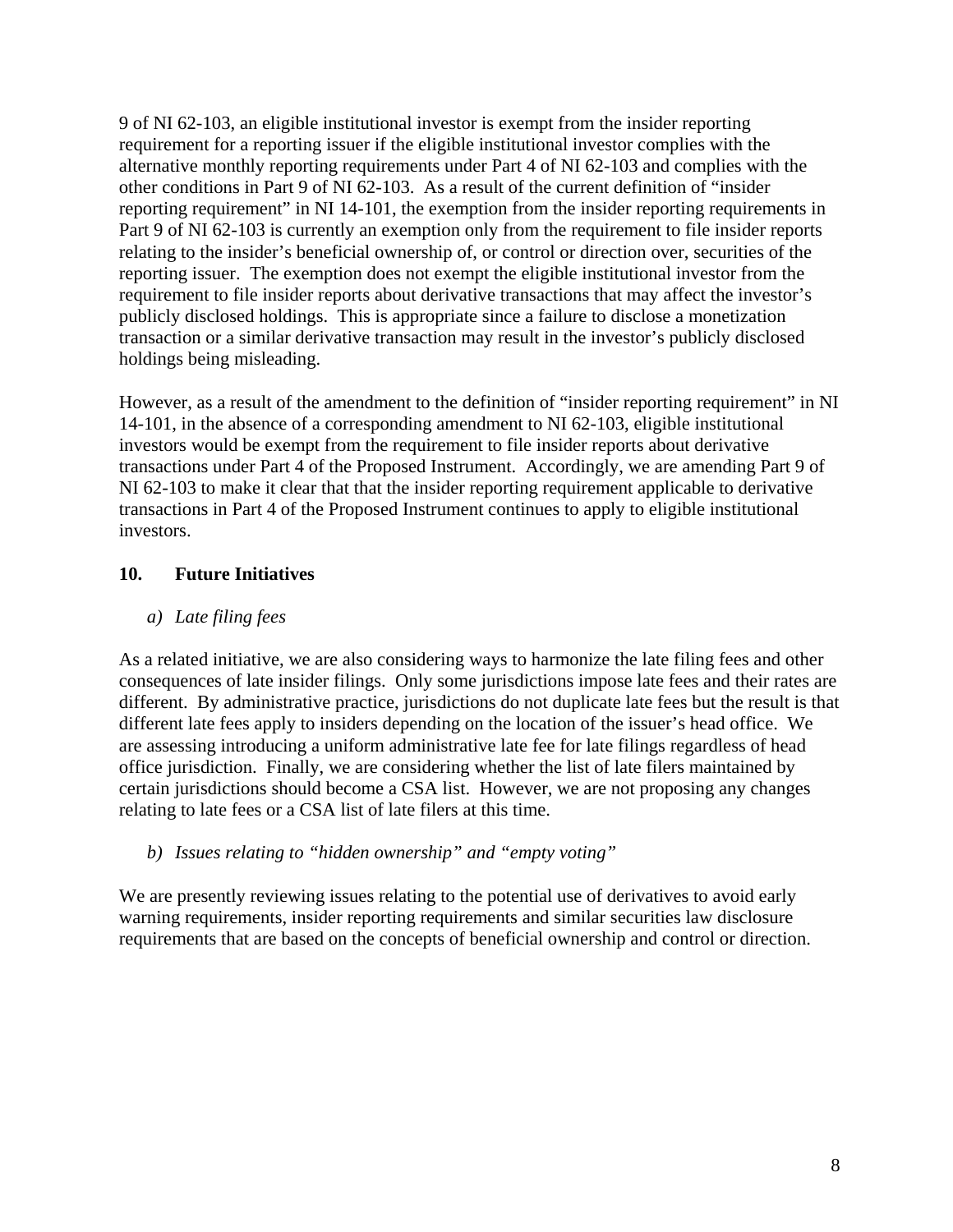9 of NI 62-103, an eligible institutional investor is exempt from the insider reporting requirement for a reporting issuer if the eligible institutional investor complies with the alternative monthly reporting requirements under Part 4 of NI 62-103 and complies with the other conditions in Part 9 of NI 62-103. As a result of the current definition of "insider reporting requirement" in NI 14-101, the exemption from the insider reporting requirements in Part 9 of NI 62-103 is currently an exemption only from the requirement to file insider reports relating to the insider's beneficial ownership of, or control or direction over, securities of the reporting issuer. The exemption does not exempt the eligible institutional investor from the requirement to file insider reports about derivative transactions that may affect the investor's publicly disclosed holdings. This is appropriate since a failure to disclose a monetization transaction or a similar derivative transaction may result in the investor's publicly disclosed holdings being misleading.

However, as a result of the amendment to the definition of "insider reporting requirement" in NI 14-101, in the absence of a corresponding amendment to NI 62-103, eligible institutional investors would be exempt from the requirement to file insider reports about derivative transactions under Part 4 of the Proposed Instrument. Accordingly, we are amending Part 9 of NI 62-103 to make it clear that that the insider reporting requirement applicable to derivative transactions in Part 4 of the Proposed Instrument continues to apply to eligible institutional investors.

## 10. Future Initiatives

*a) Late filing fees*

As a related initiative, we are also considering ways to harmonize the late filing fees and other consequences of late insider filings. Only some jurisdictions impose late fees and their rates are different. By administrative practice, jurisdictions do not duplicate late fees but the result is that different late fees apply to insiders depending on the location of the issuer's head office. We are assessing introducing a uniform administrative late fee for late filings regardless of head office jurisdiction. Finally, we are considering whether the list of late filers maintained by certain jurisdictions should become a CSA list. However, we are not proposing any changes relating to late fees or a CSA list of late filers at this time.

*b) Issues relating to "hidden ownership" and "empty voting"*

We are presently reviewing issues relating to the potential use of derivatives to avoid early warning requirements, insider reporting requirements and similar securities law disclosure requirements that are based on the concepts of beneficial ownership and control or direction.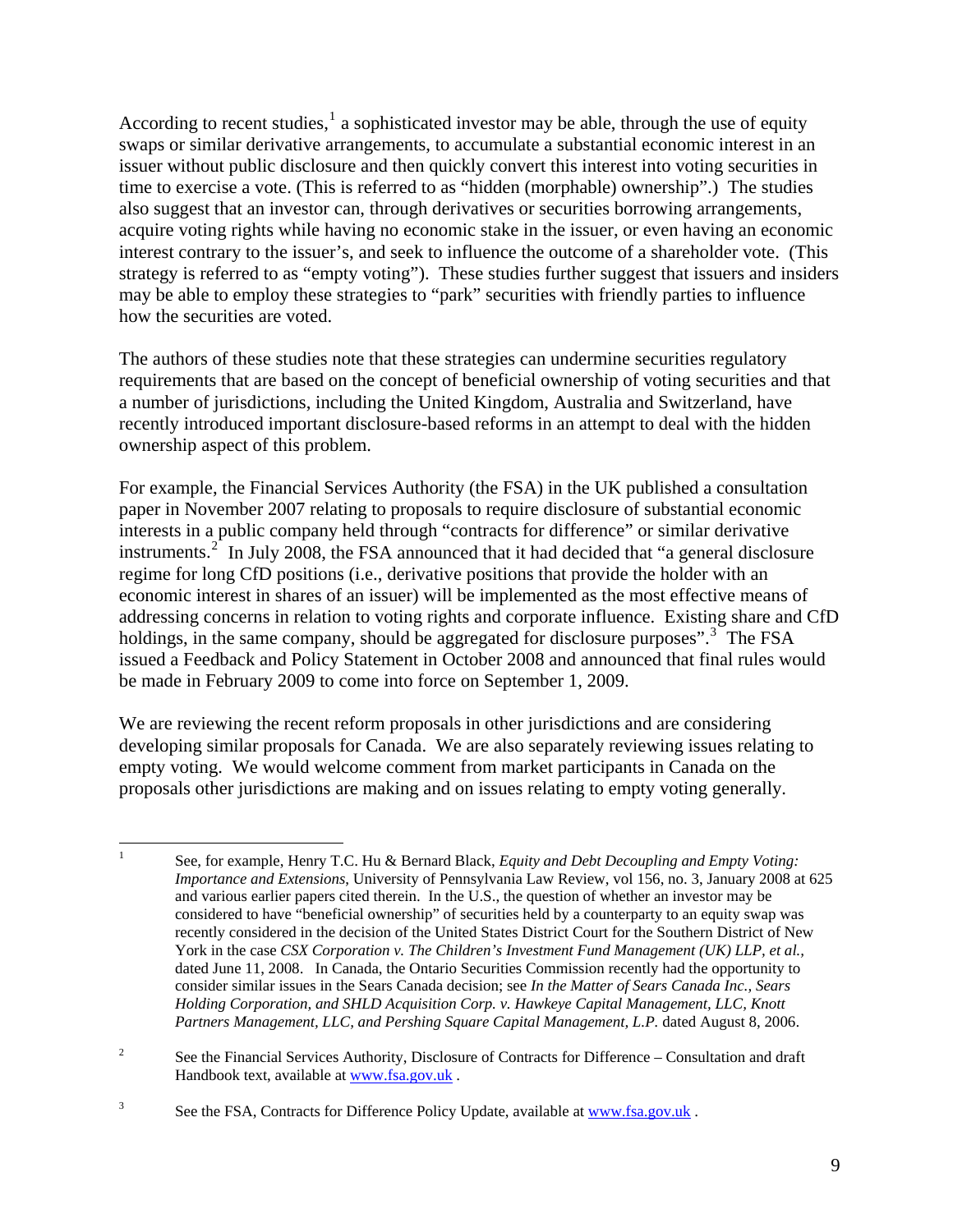According to recent studies,[1] a sophisticated investor may be able, through the use of equity swaps or similar derivative arrangements, to accumulate a substantial economic interest in an issuer without public disclosure and then quickly convert this interest into voting securities in time to exercise a vote. (This is referred to as "hidden (morphable) ownership".) The studies also suggest that an investor can, through derivatives or securities borrowing arrangements, acquire voting rights while having no economic stake in the issuer, or even having an economic interest contrary to the issuer's, and seek to influence the outcome of a shareholder vote. (This strategy is referred to as "empty voting"). These studies further suggest that issuers and insiders may be able to employ these strategies to "park" securities with friendly parties to influence how the securities are voted.

The authors of these studies note that these strategies can undermine securities regulatory requirements that are based on the concept of beneficial ownership of voting securities and that a number of jurisdictions, including the United Kingdom, Australia and Switzerland, have recently introduced important disclosure-based reforms in an attempt to deal with the hidden ownership aspect of this problem.

For example, the Financial Services Authority (the FSA) in the UK published a consultation paper in November 2007 relating to proposals to require disclosure of substantial economic interests in a public company held through "contracts for difference" or similar derivative instruments.[2] In July 2008, the FSA announced that it had decided that "a general disclosure regime for long CfD positions (i.e., derivative positions that provide the holder with an economic interest in shares of an issuer) will be implemented as the most effective means of addressing concerns in relation to voting rights and corporate influence. Existing share and CfD holdings, in the same company, should be aggregated for disclosure purposes".[3] The FSA issued a Feedback and Policy Statement in October 2008 and announced that final rules would be made in February 2009 to come into force on September 1, 2009.

We are reviewing the recent reform proposals in other jurisdictions and are considering developing similar proposals for Canada. We are also separately reviewing issues relating to empty voting. We would welcome comment from market participants in Canada on the proposals other jurisdictions are making and on issues relating to empty voting generally.

---

[1] See, for example, Henry T.C. Hu & Bernard Black, *Equity and Debt Decoupling and Empty Voting: Importance and Extensions*, University of Pennsylvania Law Review, vol 156, no. 3, January 2008 at 625 and various earlier papers cited therein. In the U.S., the question of whether an investor may be considered to have "beneficial ownership" of securities held by a counterparty to an equity swap was recently considered in the decision of the United States District Court for the Southern District of New York in the case *CSX Corporation v. The Children's Investment Fund Management (UK) LLP, et al.*, dated June 11, 2008. In Canada, the Ontario Securities Commission recently had the opportunity to consider similar issues in the Sears Canada decision; see *In the Matter of Sears Canada Inc., Sears Holding Corporation, and SHLD Acquisition Corp. v. Hawkeye Capital Management, LLC, Knott Partners Management, LLC, and Pershing Square Capital Management, L.P.* dated August 8, 2006.

[2] See the Financial Services Authority, Disclosure of Contracts for Difference – Consultation and draft Handbook text, available at www.fsa.gov.uk .

[3] See the FSA, Contracts for Difference Policy Update, available at www.fsa.gov.uk .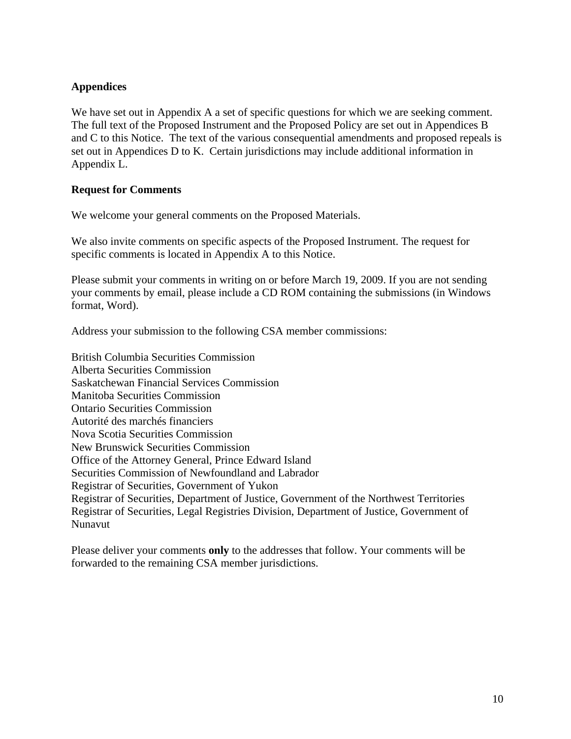**Appendices**

We have set out in Appendix A a set of specific questions for which we are seeking comment. The full text of the Proposed Instrument and the Proposed Policy are set out in Appendices B and C to this Notice. The text of the various consequential amendments and proposed repeals is set out in Appendices D to K. Certain jurisdictions may include additional information in Appendix L.

**Request for Comments**

We welcome your general comments on the Proposed Materials.

We also invite comments on specific aspects of the Proposed Instrument. The request for specific comments is located in Appendix A to this Notice.

Please submit your comments in writing on or before March 19, 2009. If you are not sending your comments by email, please include a CD ROM containing the submissions (in Windows format, Word).

Address your submission to the following CSA member commissions:

British Columbia Securities Commission
Alberta Securities Commission
Saskatchewan Financial Services Commission
Manitoba Securities Commission
Ontario Securities Commission
Autorité des marchés financiers
Nova Scotia Securities Commission
New Brunswick Securities Commission
Office of the Attorney General, Prince Edward Island
Securities Commission of Newfoundland and Labrador
Registrar of Securities, Government of Yukon
Registrar of Securities, Department of Justice, Government of the Northwest Territories
Registrar of Securities, Legal Registries Division, Department of Justice, Government of Nunavut

Please deliver your comments **only** to the addresses that follow. Your comments will be forwarded to the remaining CSA member jurisdictions.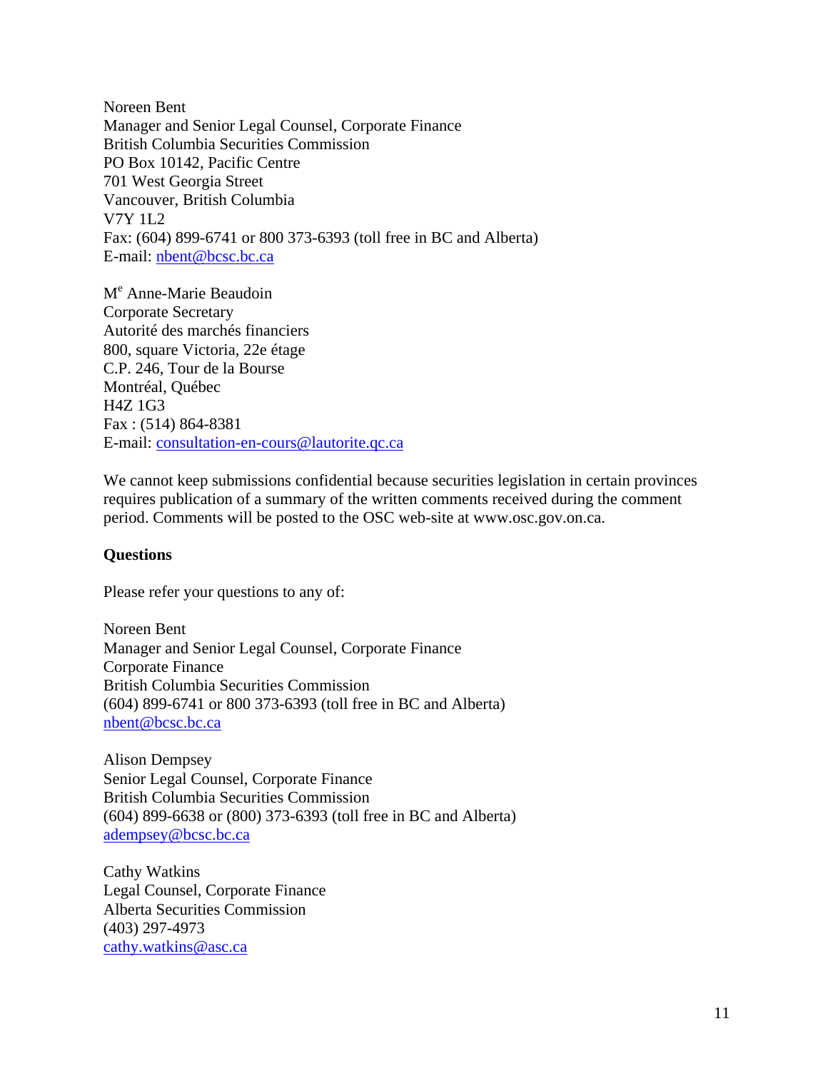Noreen Bent
Manager and Senior Legal Counsel, Corporate Finance
British Columbia Securities Commission
PO Box 10142, Pacific Centre
701 West Georgia Street
Vancouver, British Columbia
V7Y 1L2
Fax: (604) 899-6741 or 800 373-6393 (toll free in BC and Alberta)
E-mail: nbent@bcsc.bc.ca

M[e] Anne-Marie Beaudoin
Corporate Secretary
Autorité des marchés financiers
800, square Victoria, 22e étage
C.P. 246, Tour de la Bourse
Montréal, Québec
H4Z 1G3
Fax : (514) 864-8381
E-mail: consultation-en-cours@lautorite.qc.ca

We cannot keep submissions confidential because securities legislation in certain provinces requires publication of a summary of the written comments received during the comment period. Comments will be posted to the OSC web-site at www.osc.gov.on.ca.

**Questions**

Please refer your questions to any of:

Noreen Bent
Manager and Senior Legal Counsel, Corporate Finance
Corporate Finance
British Columbia Securities Commission
(604) 899-6741 or 800 373-6393 (toll free in BC and Alberta)
nbent@bcsc.bc.ca

Alison Dempsey
Senior Legal Counsel, Corporate Finance
British Columbia Securities Commission
(604) 899-6638 or (800) 373-6393 (toll free in BC and Alberta)
adempsey@bcsc.bc.ca

Cathy Watkins
Legal Counsel, Corporate Finance
Alberta Securities Commission
(403) 297-4973
cathy.watkins@asc.ca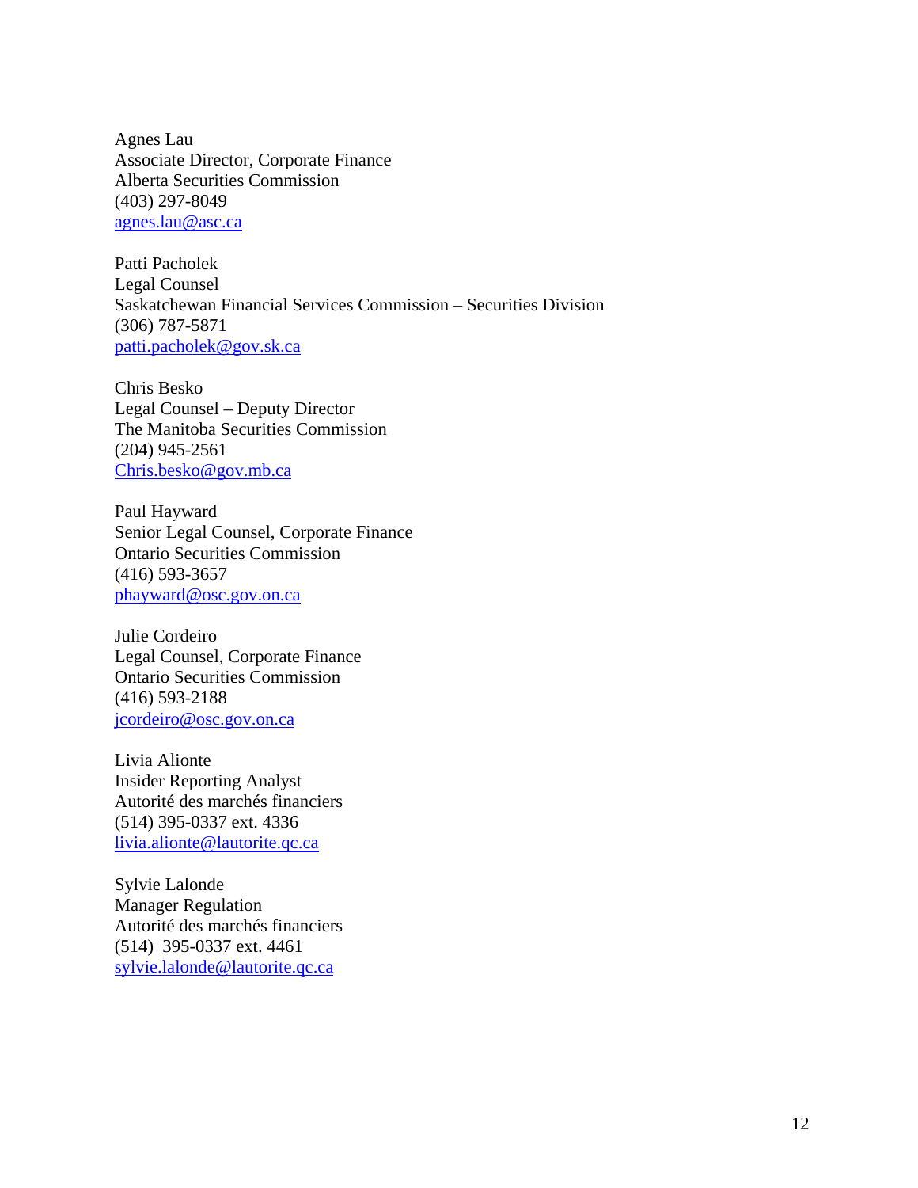Agnes Lau
Associate Director, Corporate Finance
Alberta Securities Commission
(403) 297-8049
agnes.lau@asc.ca

Patti Pacholek
Legal Counsel
Saskatchewan Financial Services Commission – Securities Division
(306) 787-5871
patti.pacholek@gov.sk.ca

Chris Besko
Legal Counsel – Deputy Director
The Manitoba Securities Commission
(204) 945-2561
Chris.besko@gov.mb.ca

Paul Hayward
Senior Legal Counsel, Corporate Finance
Ontario Securities Commission
(416) 593-3657
phayward@osc.gov.on.ca

Julie Cordeiro
Legal Counsel, Corporate Finance
Ontario Securities Commission
(416) 593-2188
jcordeiro@osc.gov.on.ca

Livia Alionte
Insider Reporting Analyst
Autorité des marchés financiers
(514) 395-0337 ext. 4336
livia.alionte@lautorite.qc.ca

Sylvie Lalonde
Manager Regulation
Autorité des marchés financiers
(514) 395-0337 ext. 4461
sylvie.lalonde@lautorite.qc.ca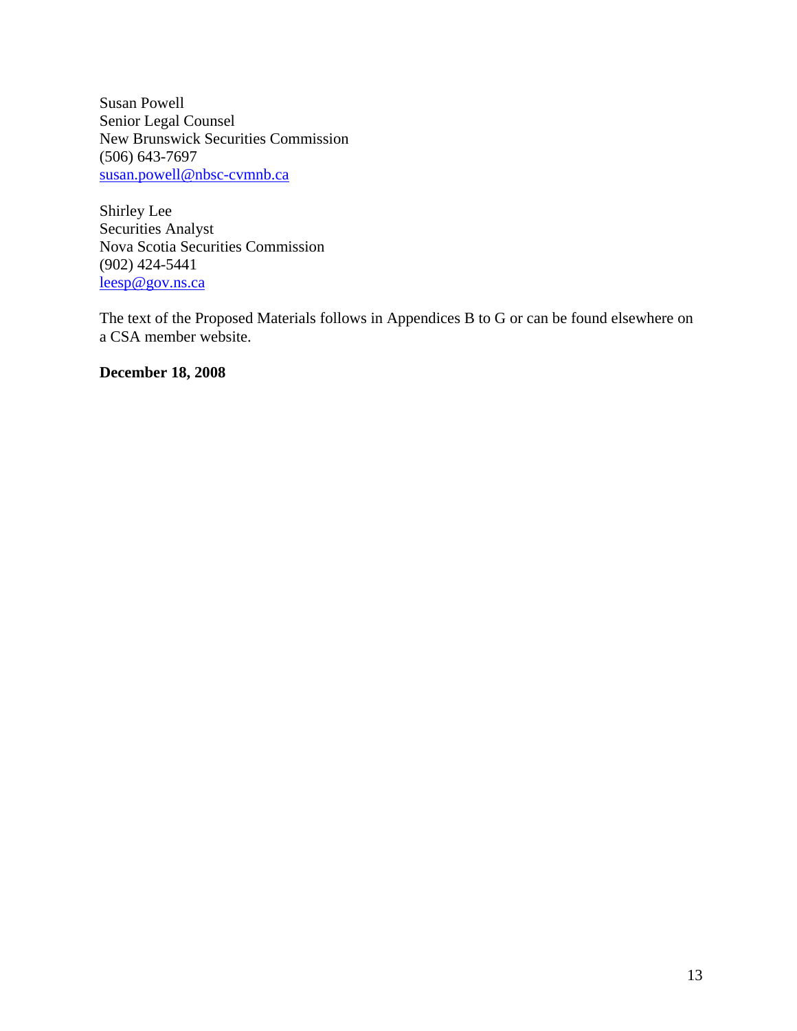Susan Powell
Senior Legal Counsel
New Brunswick Securities Commission
(506) 643-7697
susan.powell@nbsc-cvmnb.ca

Shirley Lee
Securities Analyst
Nova Scotia Securities Commission
(902) 424-5441
leesp@gov.ns.ca

The text of the Proposed Materials follows in Appendices B to G or can be found elsewhere on a CSA member website.

**December 18, 2008**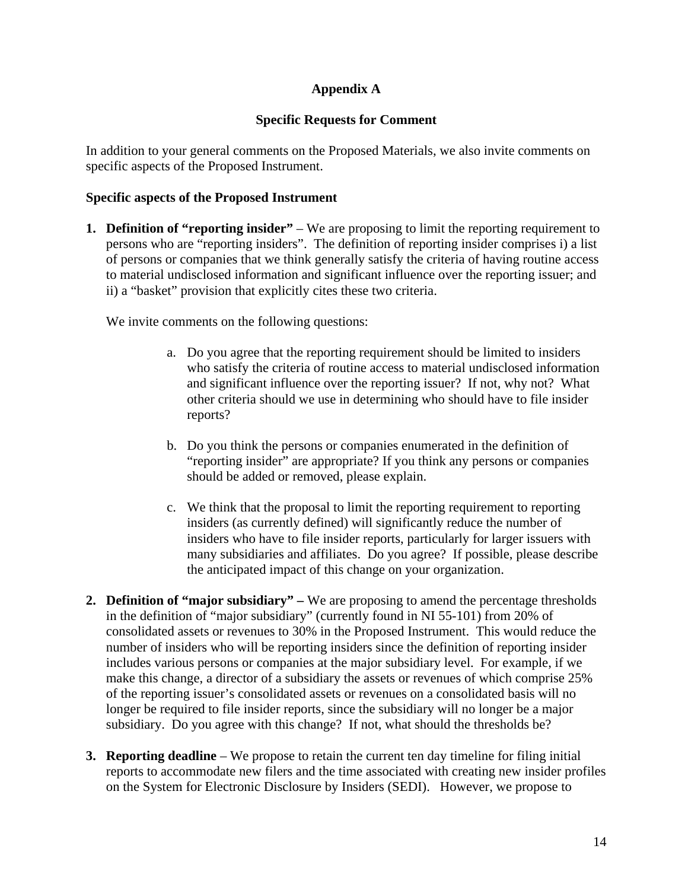## Appendix A

### Specific Requests for Comment

In addition to your general comments on the Proposed Materials, we also invite comments on specific aspects of the Proposed Instrument.

**Specific aspects of the Proposed Instrument**

1. **Definition of "reporting insider"** – We are proposing to limit the reporting requirement to persons who are "reporting insiders". The definition of reporting insider comprises i) a list of persons or companies that we think generally satisfy the criteria of having routine access to material undisclosed information and significant influence over the reporting issuer; and ii) a "basket" provision that explicitly cites these two criteria.

   We invite comments on the following questions:

   a. Do you agree that the reporting requirement should be limited to insiders who satisfy the criteria of routine access to material undisclosed information and significant influence over the reporting issuer? If not, why not? What other criteria should we use in determining who should have to file insider reports?

   b. Do you think the persons or companies enumerated in the definition of "reporting insider" are appropriate? If you think any persons or companies should be added or removed, please explain.

   c. We think that the proposal to limit the reporting requirement to reporting insiders (as currently defined) will significantly reduce the number of insiders who have to file insider reports, particularly for larger issuers with many subsidiaries and affiliates. Do you agree? If possible, please describe the anticipated impact of this change on your organization.

2. **Definition of "major subsidiary" –** We are proposing to amend the percentage thresholds in the definition of "major subsidiary" (currently found in NI 55-101) from 20% of consolidated assets or revenues to 30% in the Proposed Instrument. This would reduce the number of insiders who will be reporting insiders since the definition of reporting insider includes various persons or companies at the major subsidiary level. For example, if we make this change, a director of a subsidiary the assets or revenues of which comprise 25% of the reporting issuer's consolidated assets or revenues on a consolidated basis will no longer be required to file insider reports, since the subsidiary will no longer be a major subsidiary. Do you agree with this change? If not, what should the thresholds be?

3. **Reporting deadline** – We propose to retain the current ten day timeline for filing initial reports to accommodate new filers and the time associated with creating new insider profiles on the System for Electronic Disclosure by Insiders (SEDI). However, we propose to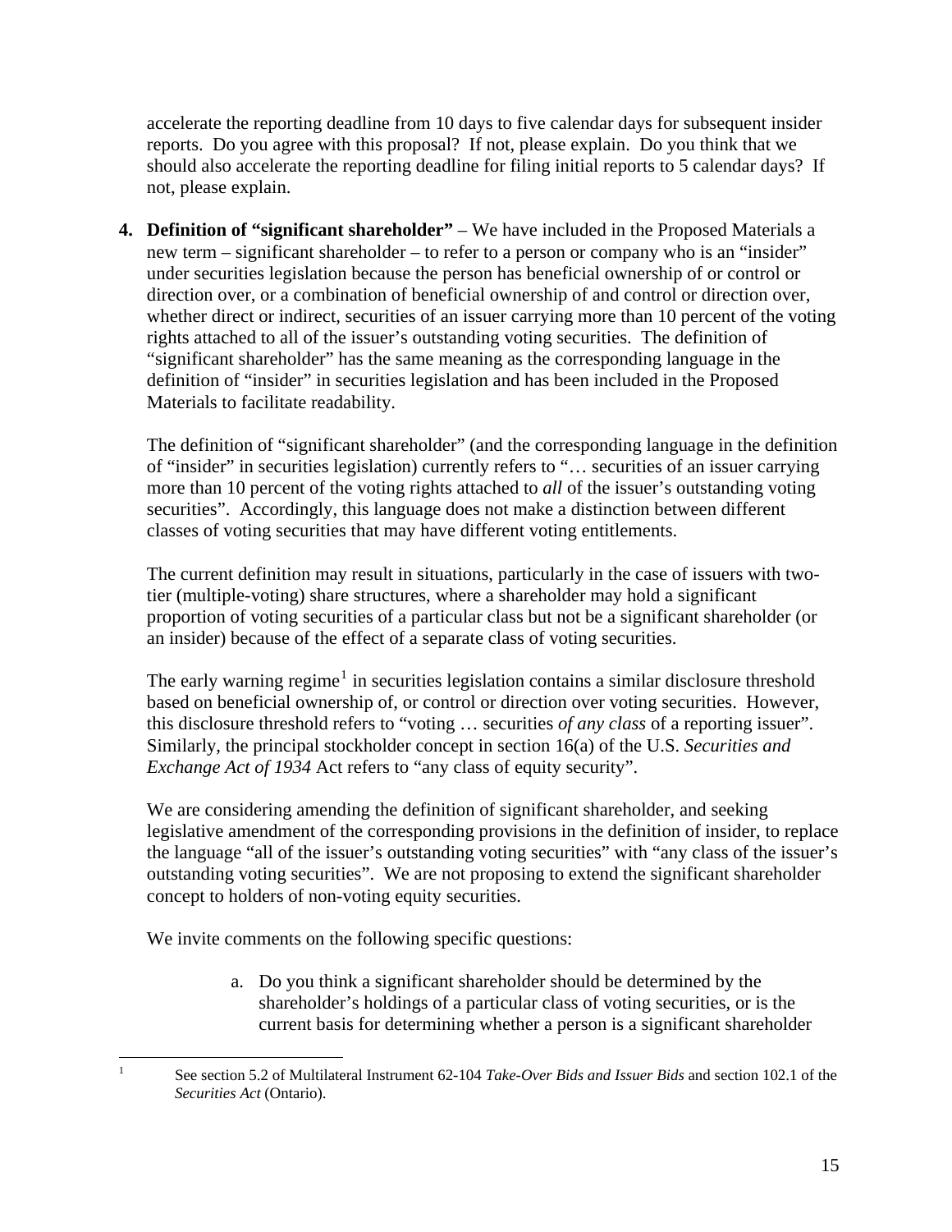accelerate the reporting deadline from 10 days to five calendar days for subsequent insider reports. Do you agree with this proposal? If not, please explain. Do you think that we should also accelerate the reporting deadline for filing initial reports to 5 calendar days? If not, please explain.

4. **Definition of "significant shareholder"** – We have included in the Proposed Materials a new term – significant shareholder – to refer to a person or company who is an "insider" under securities legislation because the person has beneficial ownership of or control or direction over, or a combination of beneficial ownership of and control or direction over, whether direct or indirect, securities of an issuer carrying more than 10 percent of the voting rights attached to all of the issuer's outstanding voting securities. The definition of "significant shareholder" has the same meaning as the corresponding language in the definition of "insider" in securities legislation and has been included in the Proposed Materials to facilitate readability.

   The definition of "significant shareholder" (and the corresponding language in the definition of "insider" in securities legislation) currently refers to "… securities of an issuer carrying more than 10 percent of the voting rights attached to *all* of the issuer's outstanding voting securities". Accordingly, this language does not make a distinction between different classes of voting securities that may have different voting entitlements.

   The current definition may result in situations, particularly in the case of issuers with two-tier (multiple-voting) share structures, where a shareholder may hold a significant proportion of voting securities of a particular class but not be a significant shareholder (or an insider) because of the effect of a separate class of voting securities.

   The early warning regime[1] in securities legislation contains a similar disclosure threshold based on beneficial ownership of, or control or direction over voting securities. However, this disclosure threshold refers to "voting … securities *of any class* of a reporting issuer". Similarly, the principal stockholder concept in section 16(a) of the U.S. *Securities and Exchange Act of 1934* Act refers to "any class of equity security".

   We are considering amending the definition of significant shareholder, and seeking legislative amendment of the corresponding provisions in the definition of insider, to replace the language "all of the issuer's outstanding voting securities" with "any class of the issuer's outstanding voting securities". We are not proposing to extend the significant shareholder concept to holders of non-voting equity securities.

   We invite comments on the following specific questions:

   a. Do you think a significant shareholder should be determined by the shareholder's holdings of a particular class of voting securities, or is the current basis for determining whether a person is a significant shareholder

---

[1] See section 5.2 of Multilateral Instrument 62-104 *Take-Over Bids and Issuer Bids* and section 102.1 of the *Securities Act* (Ontario).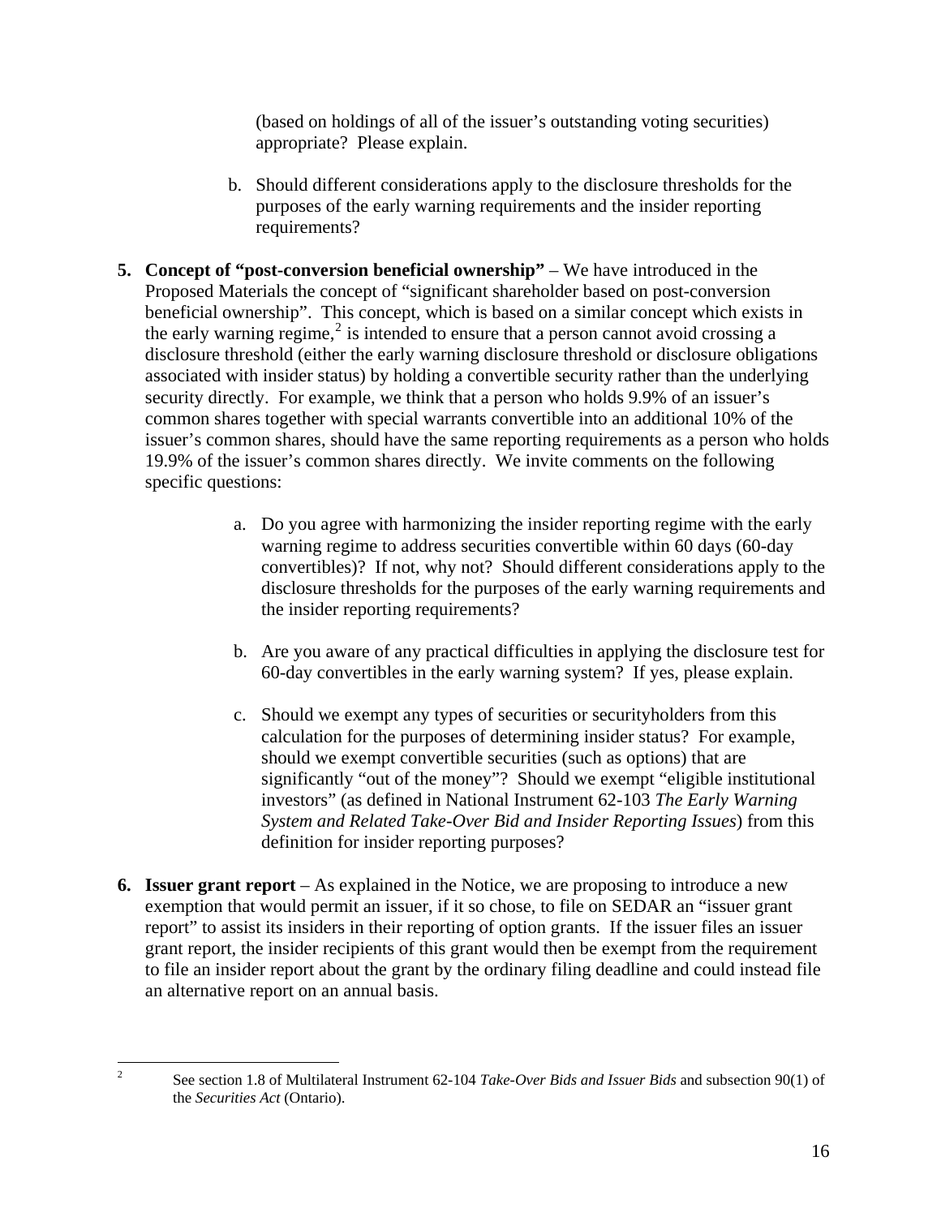(based on holdings of all of the issuer's outstanding voting securities) appropriate? Please explain.

b. Should different considerations apply to the disclosure thresholds for the purposes of the early warning requirements and the insider reporting requirements?

**5. Concept of "post-conversion beneficial ownership"** – We have introduced in the Proposed Materials the concept of "significant shareholder based on post-conversion beneficial ownership". This concept, which is based on a similar concept which exists in the early warning regime,[2] is intended to ensure that a person cannot avoid crossing a disclosure threshold (either the early warning disclosure threshold or disclosure obligations associated with insider status) by holding a convertible security rather than the underlying security directly. For example, we think that a person who holds 9.9% of an issuer's common shares together with special warrants convertible into an additional 10% of the issuer's common shares, should have the same reporting requirements as a person who holds 19.9% of the issuer's common shares directly. We invite comments on the following specific questions:

a. Do you agree with harmonizing the insider reporting regime with the early warning regime to address securities convertible within 60 days (60-day convertibles)? If not, why not? Should different considerations apply to the disclosure thresholds for the purposes of the early warning requirements and the insider reporting requirements?

b. Are you aware of any practical difficulties in applying the disclosure test for 60-day convertibles in the early warning system? If yes, please explain.

c. Should we exempt any types of securities or securityholders from this calculation for the purposes of determining insider status? For example, should we exempt convertible securities (such as options) that are significantly "out of the money"? Should we exempt "eligible institutional investors" (as defined in National Instrument 62-103 *The Early Warning System and Related Take-Over Bid and Insider Reporting Issues*) from this definition for insider reporting purposes?

**6. Issuer grant report** – As explained in the Notice, we are proposing to introduce a new exemption that would permit an issuer, if it so chose, to file on SEDAR an "issuer grant report" to assist its insiders in their reporting of option grants. If the issuer files an issuer grant report, the insider recipients of this grant would then be exempt from the requirement to file an insider report about the grant by the ordinary filing deadline and could instead file an alternative report on an annual basis.

---

[2] See section 1.8 of Multilateral Instrument 62-104 *Take-Over Bids and Issuer Bids* and subsection 90(1) of the *Securities Act* (Ontario).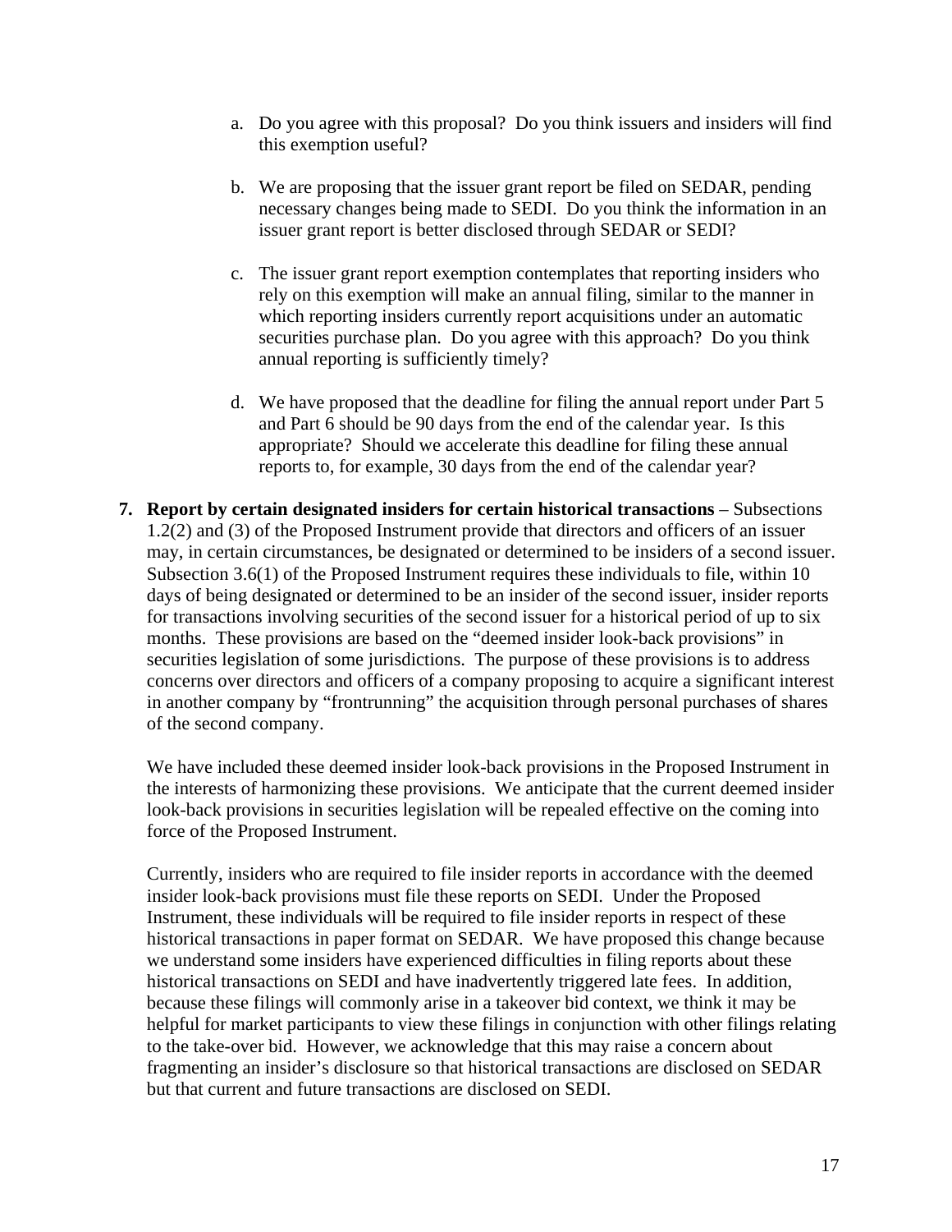a. Do you agree with this proposal? Do you think issuers and insiders will find this exemption useful?

b. We are proposing that the issuer grant report be filed on SEDAR, pending necessary changes being made to SEDI. Do you think the information in an issuer grant report is better disclosed through SEDAR or SEDI?

c. The issuer grant report exemption contemplates that reporting insiders who rely on this exemption will make an annual filing, similar to the manner in which reporting insiders currently report acquisitions under an automatic securities purchase plan. Do you agree with this approach? Do you think annual reporting is sufficiently timely?

d. We have proposed that the deadline for filing the annual report under Part 5 and Part 6 should be 90 days from the end of the calendar year. Is this appropriate? Should we accelerate this deadline for filing these annual reports to, for example, 30 days from the end of the calendar year?

7. **Report by certain designated insiders for certain historical transactions** – Subsections 1.2(2) and (3) of the Proposed Instrument provide that directors and officers of an issuer may, in certain circumstances, be designated or determined to be insiders of a second issuer. Subsection 3.6(1) of the Proposed Instrument requires these individuals to file, within 10 days of being designated or determined to be an insider of the second issuer, insider reports for transactions involving securities of the second issuer for a historical period of up to six months. These provisions are based on the "deemed insider look-back provisions" in securities legislation of some jurisdictions. The purpose of these provisions is to address concerns over directors and officers of a company proposing to acquire a significant interest in another company by "frontrunning" the acquisition through personal purchases of shares of the second company.

   We have included these deemed insider look-back provisions in the Proposed Instrument in the interests of harmonizing these provisions. We anticipate that the current deemed insider look-back provisions in securities legislation will be repealed effective on the coming into force of the Proposed Instrument.

   Currently, insiders who are required to file insider reports in accordance with the deemed insider look-back provisions must file these reports on SEDI. Under the Proposed Instrument, these individuals will be required to file insider reports in respect of these historical transactions in paper format on SEDAR. We have proposed this change because we understand some insiders have experienced difficulties in filing reports about these historical transactions on SEDI and have inadvertently triggered late fees. In addition, because these filings will commonly arise in a takeover bid context, we think it may be helpful for market participants to view these filings in conjunction with other filings relating to the take-over bid. However, we acknowledge that this may raise a concern about fragmenting an insider's disclosure so that historical transactions are disclosed on SEDAR but that current and future transactions are disclosed on SEDI.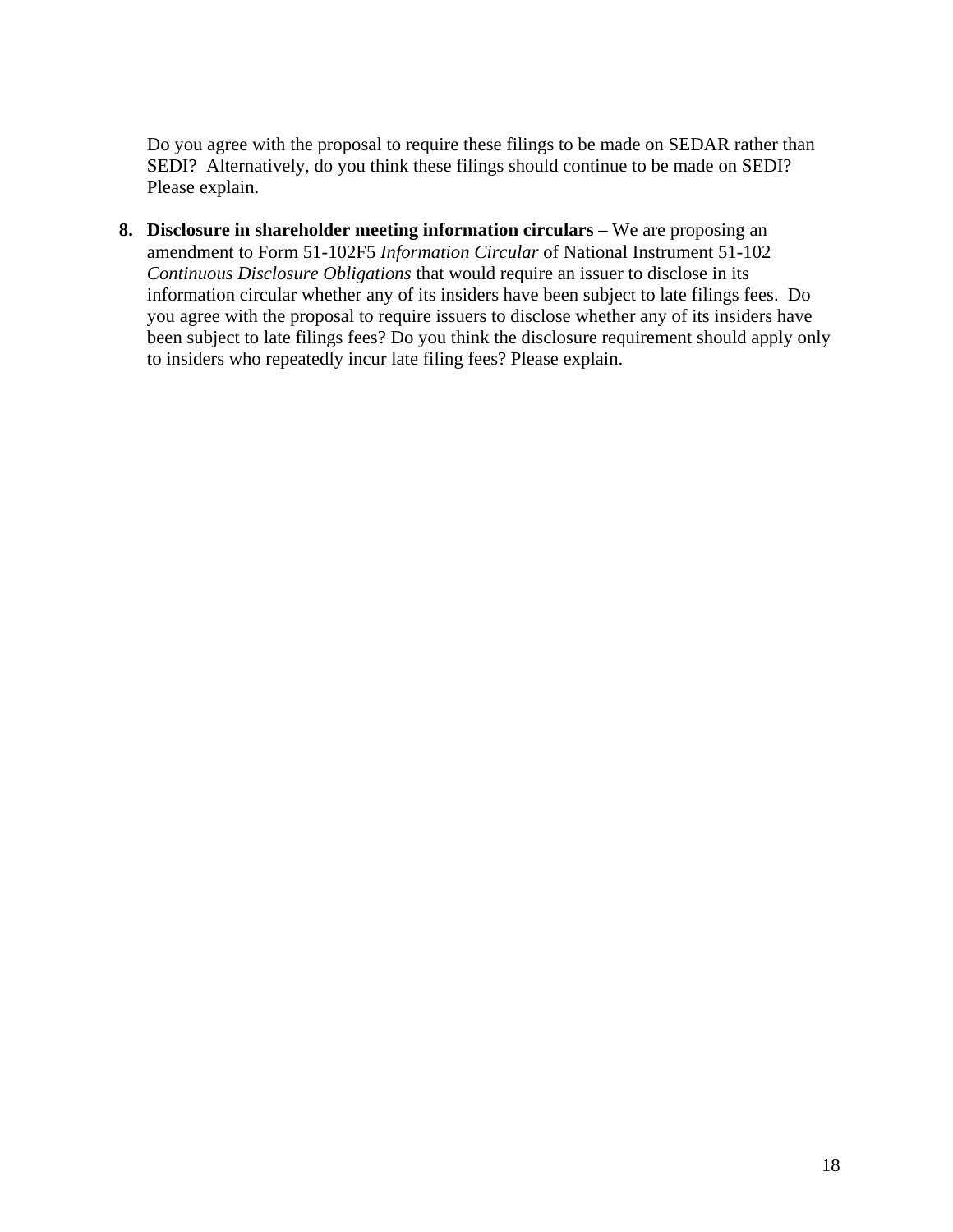Do you agree with the proposal to require these filings to be made on SEDAR rather than SEDI? Alternatively, do you think these filings should continue to be made on SEDI? Please explain.

8. **Disclosure in shareholder meeting information circulars –** We are proposing an amendment to Form 51-102F5 *Information Circular* of National Instrument 51-102 *Continuous Disclosure Obligations* that would require an issuer to disclose in its information circular whether any of its insiders have been subject to late filings fees. Do you agree with the proposal to require issuers to disclose whether any of its insiders have been subject to late filings fees? Do you think the disclosure requirement should apply only to insiders who repeatedly incur late filing fees? Please explain.